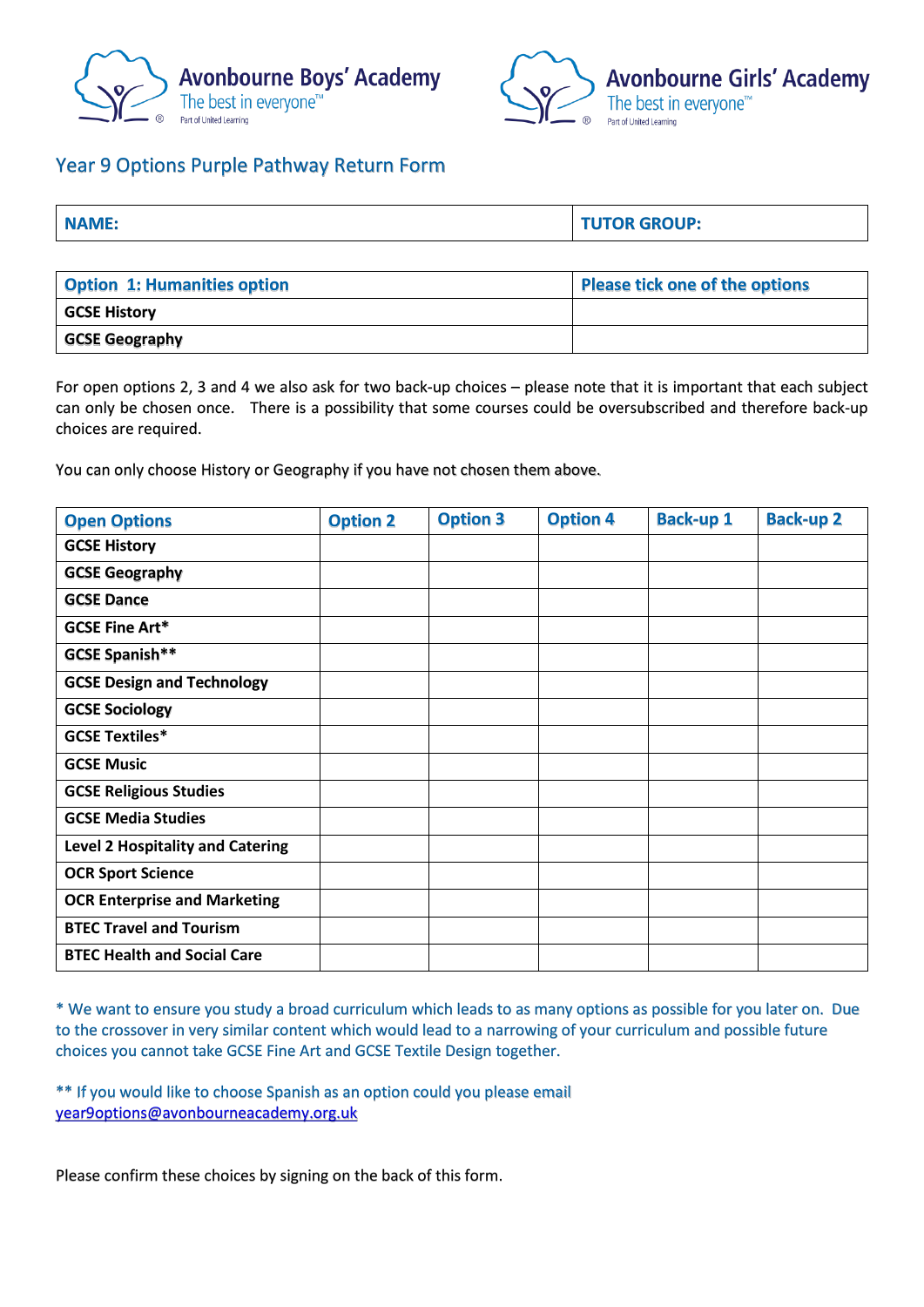Avonbourne Boys' Academy
The best in everyone™
Part of United Learning

Avonbourne Girls' Academy
The best in everyone™
Part of United Learning

## Year 9 Options Purple Pathway Return Form

| NAME: | TUTOR GROUP: |
|---|---|

| Option 1: Humanities option | Please tick one of the options |
|---|---|
| GCSE History | |
| GCSE Geography | |

For open options 2, 3 and 4 we also ask for two back-up choices – please note that it is important that each subject can only be chosen once. There is a possibility that some courses could be oversubscribed and therefore back-up choices are required.

You can only choose History or Geography if you have not chosen them above.

| Open Options | Option 2 | Option 3 | Option 4 | Back-up 1 | Back-up 2 |
|---|---|---|---|---|---|
| GCSE History | | | | | |
| GCSE Geography | | | | | |
| GCSE Dance | | | | | |
| GCSE Fine Art* | | | | | |
| GCSE Spanish** | | | | | |
| GCSE Design and Technology | | | | | |
| GCSE Sociology | | | | | |
| GCSE Textiles* | | | | | |
| GCSE Music | | | | | |
| GCSE Religious Studies | | | | | |
| GCSE Media Studies | | | | | |
| Level 2 Hospitality and Catering | | | | | |
| OCR Sport Science | | | | | |
| OCR Enterprise and Marketing | | | | | |
| BTEC Travel and Tourism | | | | | |
| BTEC Health and Social Care | | | | | |

* We want to ensure you study a broad curriculum which leads to as many options as possible for you later on. Due to the crossover in very similar content which would lead to a narrowing of your curriculum and possible future choices you cannot take GCSE Fine Art and GCSE Textile Design together.

** If you would like to choose Spanish as an option could you please email year9options@avonbourneacademy.org.uk

Please confirm these choices by signing on the back of this form.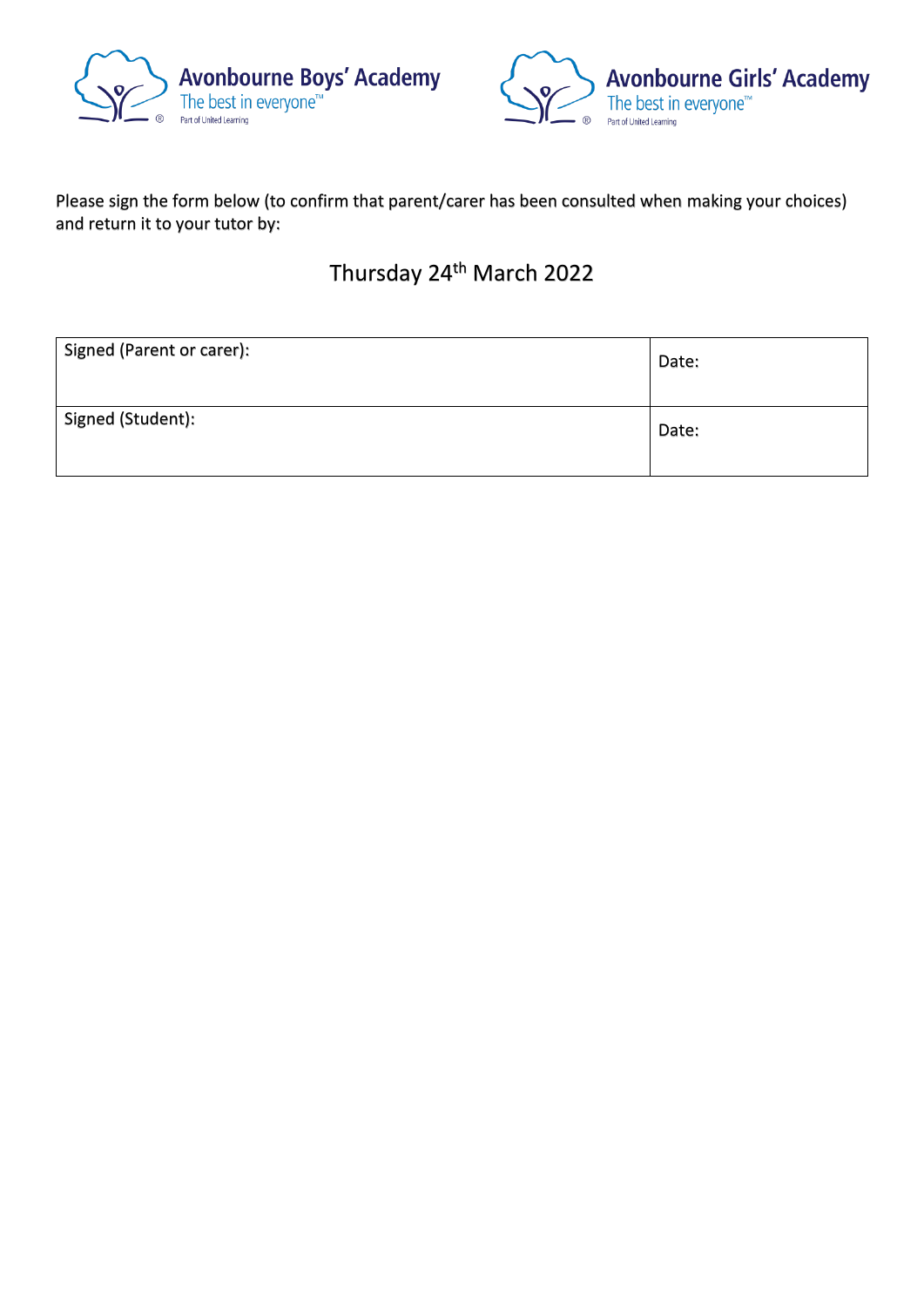Avonbourne Boys' Academy
The best in everyone™
Part of United Learning

Avonbourne Girls' Academy
The best in everyone™
Part of United Learning

Please sign the form below (to confirm that parent/carer has been consulted when making your choices) and return it to your tutor by:

Thursday 24th March 2022

| | |
|---|---|
| Signed (Parent or carer): | Date: |
| Signed (Student): | Date: |